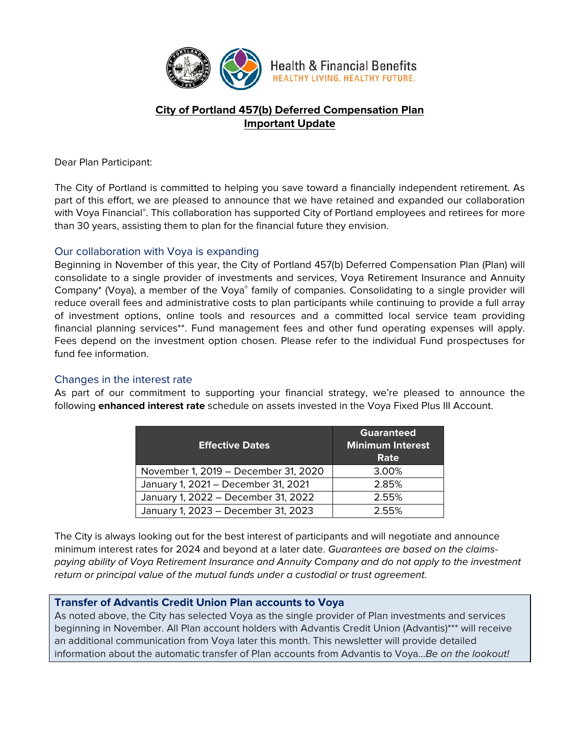Health & Financial Benefits
HEALTHY LIVING. HEALTHY FUTURE.

# City of Portland 457(b) Deferred Compensation Plan Important Update

Dear Plan Participant:

The City of Portland is committed to helping you save toward a financially independent retirement. As part of this effort, we are pleased to announce that we have retained and expanded our collaboration with Voya Financial®. This collaboration has supported City of Portland employees and retirees for more than 30 years, assisting them to plan for the financial future they envision.

## Our collaboration with Voya is expanding

Beginning in November of this year, the City of Portland 457(b) Deferred Compensation Plan (Plan) will consolidate to a single provider of investments and services, Voya Retirement Insurance and Annuity Company* (Voya), a member of the Voya® family of companies. Consolidating to a single provider will reduce overall fees and administrative costs to plan participants while continuing to provide a full array of investment options, online tools and resources and a committed local service team providing financial planning services**. Fund management fees and other fund operating expenses will apply. Fees depend on the investment option chosen. Please refer to the individual Fund prospectuses for fund fee information.

## Changes in the interest rate

As part of our commitment to supporting your financial strategy, we're pleased to announce the following **enhanced interest rate** schedule on assets invested in the Voya Fixed Plus III Account.

| Effective Dates | Guaranteed Minimum Interest Rate |
|---|---|
| November 1, 2019 – December 31, 2020 | 3.00% |
| January 1, 2021 – December 31, 2021 | 2.85% |
| January 1, 2022 – December 31, 2022 | 2.55% |
| January 1, 2023 – December 31, 2023 | 2.55% |

The City is always looking out for the best interest of participants and will negotiate and announce minimum interest rates for 2024 and beyond at a later date. *Guarantees are based on the claims-paying ability of Voya Retirement Insurance and Annuity Company and do not apply to the investment return or principal value of the mutual funds under a custodial or trust agreement.*

### Transfer of Advantis Credit Union Plan accounts to Voya

As noted above, the City has selected Voya as the single provider of Plan investments and services beginning in November. All Plan account holders with Advantis Credit Union (Advantis)*** will receive an additional communication from Voya later this month. This newsletter will provide detailed information about the automatic transfer of Plan accounts from Advantis to Voya…*Be on the lookout!*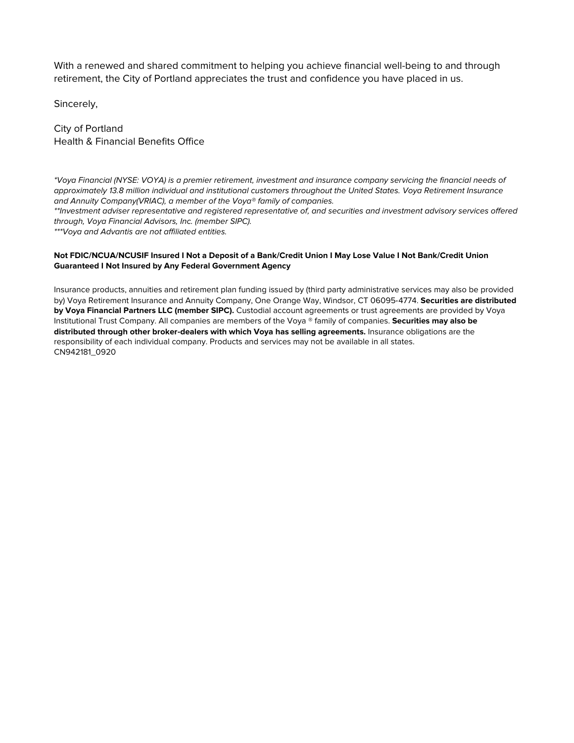With a renewed and shared commitment to helping you achieve financial well-being to and through retirement, the City of Portland appreciates the trust and confidence you have placed in us.

Sincerely,

City of Portland
Health & Financial Benefits Office

*\*Voya Financial (NYSE: VOYA) is a premier retirement, investment and insurance company servicing the financial needs of approximately 13.8 million individual and institutional customers throughout the United States. Voya Retirement Insurance and Annuity Company(VRIAC), a member of the Voya® family of companies.*
*\*\*Investment adviser representative and registered representative of, and securities and investment advisory services offered through, Voya Financial Advisors, Inc. (member SIPC).*
*\*\*\*Voya and Advantis are not affiliated entities.*

**Not FDIC/NCUA/NCUSIF Insured I Not a Deposit of a Bank/Credit Union I May Lose Value I Not Bank/Credit Union Guaranteed I Not Insured by Any Federal Government Agency**

Insurance products, annuities and retirement plan funding issued by (third party administrative services may also be provided by) Voya Retirement Insurance and Annuity Company, One Orange Way, Windsor, CT 06095-4774. **Securities are distributed by Voya Financial Partners LLC (member SIPC).** Custodial account agreements or trust agreements are provided by Voya Institutional Trust Company. All companies are members of the Voya ® family of companies. **Securities may also be distributed through other broker-dealers with which Voya has selling agreements.** Insurance obligations are the responsibility of each individual company. Products and services may not be available in all states.
CN942181_0920